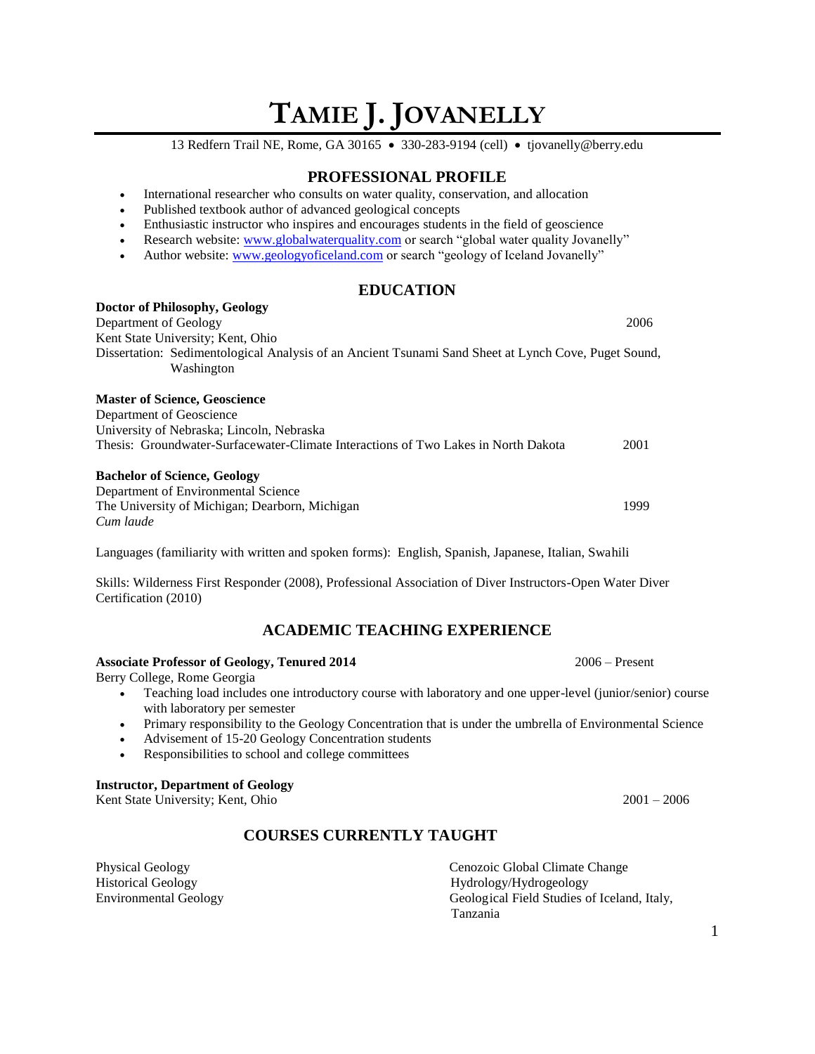# TAMIE J. JOVANELLY

13 Redfern Trail NE, Rome, GA 30165 • 330-283-9194 (cell) • tjovanelly@berry.edu

## PROFESSIONAL PROFILE

- International researcher who consults on water quality, conservation, and allocation
- Published textbook author of advanced geological concepts
- Enthusiastic instructor who inspires and encourages students in the field of geoscience
- Research website: www.globalwaterquality.com or search "global water quality Jovanelly"
- Author website: www.geologyoficeland.com or search "geology of Iceland Jovanelly"

## EDUCATION

**Doctor of Philosophy, Geology**
Department of Geology — 2006
Kent State University; Kent, Ohio
Dissertation: Sedimentological Analysis of an Ancient Tsunami Sand Sheet at Lynch Cove, Puget Sound, Washington

**Master of Science, Geoscience**
Department of Geoscience
University of Nebraska; Lincoln, Nebraska
Thesis: Groundwater-Surfacewater-Climate Interactions of Two Lakes in North Dakota — 2001

**Bachelor of Science, Geology**
Department of Environmental Science
The University of Michigan; Dearborn, Michigan — 1999
*Cum laude*

Languages (familiarity with written and spoken forms): English, Spanish, Japanese, Italian, Swahili

Skills: Wilderness First Responder (2008), Professional Association of Diver Instructors-Open Water Diver Certification (2010)

## ACADEMIC TEACHING EXPERIENCE

**Associate Professor of Geology, Tenured 2014** — 2006 – Present
Berry College, Rome Georgia

- Teaching load includes one introductory course with laboratory and one upper-level (junior/senior) course with laboratory per semester
- Primary responsibility to the Geology Concentration that is under the umbrella of Environmental Science
- Advisement of 15-20 Geology Concentration students
- Responsibilities to school and college committees

**Instructor, Department of Geology**
Kent State University; Kent, Ohio — 2001 – 2006

## COURSES CURRENTLY TAUGHT

Physical Geology
Historical Geology
Environmental Geology
Cenozoic Global Climate Change
Hydrology/Hydrogeology
Geological Field Studies of Iceland, Italy, Tanzania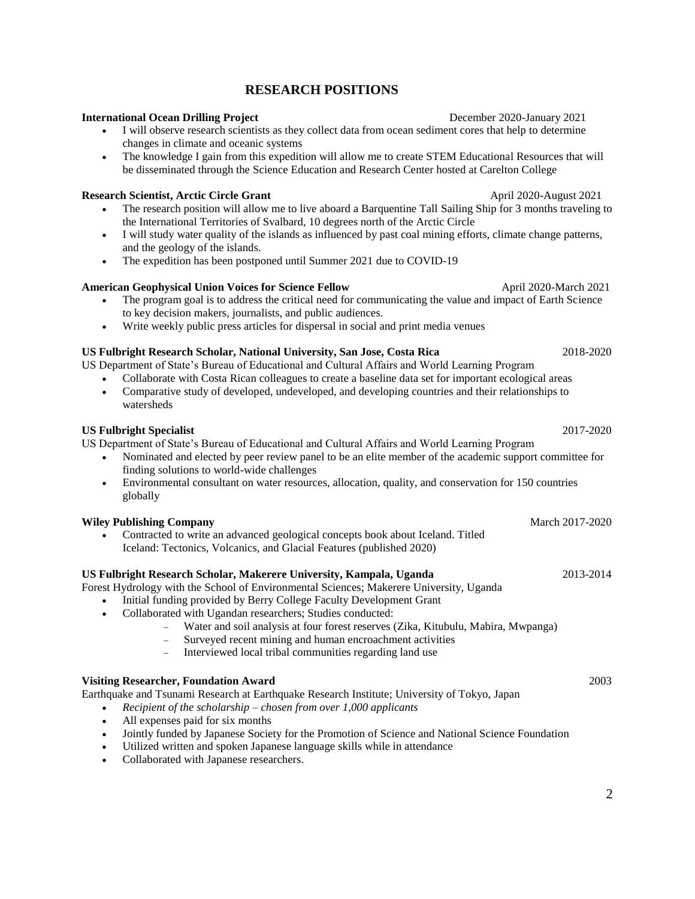## RESEARCH POSITIONS

**International Ocean Drilling Project** December 2020-January 2021

- I will observe research scientists as they collect data from ocean sediment cores that help to determine changes in climate and oceanic systems
- The knowledge I gain from this expedition will allow me to create STEM Educational Resources that will be disseminated through the Science Education and Research Center hosted at Carelton College

**Research Scientist, Arctic Circle Grant** April 2020-August 2021

- The research position will allow me to live aboard a Barquentine Tall Sailing Ship for 3 months traveling to the International Territories of Svalbard, 10 degrees north of the Arctic Circle
- I will study water quality of the islands as influenced by past coal mining efforts, climate change patterns, and the geology of the islands.
- The expedition has been postponed until Summer 2021 due to COVID-19

**American Geophysical Union Voices for Science Fellow** April 2020-March 2021

- The program goal is to address the critical need for communicating the value and impact of Earth Science to key decision makers, journalists, and public audiences.
- Write weekly public press articles for dispersal in social and print media venues

**US Fulbright Research Scholar, National University, San Jose, Costa Rica** 2018-2020

US Department of State's Bureau of Educational and Cultural Affairs and World Learning Program

- Collaborate with Costa Rican colleagues to create a baseline data set for important ecological areas
- Comparative study of developed, undeveloped, and developing countries and their relationships to watersheds

**US Fulbright Specialist** 2017-2020

US Department of State's Bureau of Educational and Cultural Affairs and World Learning Program

- Nominated and elected by peer review panel to be an elite member of the academic support committee for finding solutions to world-wide challenges
- Environmental consultant on water resources, allocation, quality, and conservation for 150 countries globally

**Wiley Publishing Company** March 2017-2020

- Contracted to write an advanced geological concepts book about Iceland. Titled Iceland: Tectonics, Volcanics, and Glacial Features (published 2020)

**US Fulbright Research Scholar, Makerere University, Kampala, Uganda** 2013-2014

Forest Hydrology with the School of Environmental Sciences; Makerere University, Uganda

- Initial funding provided by Berry College Faculty Development Grant
- Collaborated with Ugandan researchers; Studies conducted:
  - Water and soil analysis at four forest reserves (Zika, Kitubulu, Mabira, Mwpanga)
  - Surveyed recent mining and human encroachment activities
  - Interviewed local tribal communities regarding land use

**Visiting Researcher, Foundation Award** 2003

Earthquake and Tsunami Research at Earthquake Research Institute; University of Tokyo, Japan

- *Recipient of the scholarship – chosen from over 1,000 applicants*
- All expenses paid for six months
- Jointly funded by Japanese Society for the Promotion of Science and National Science Foundation
- Utilized written and spoken Japanese language skills while in attendance
- Collaborated with Japanese researchers.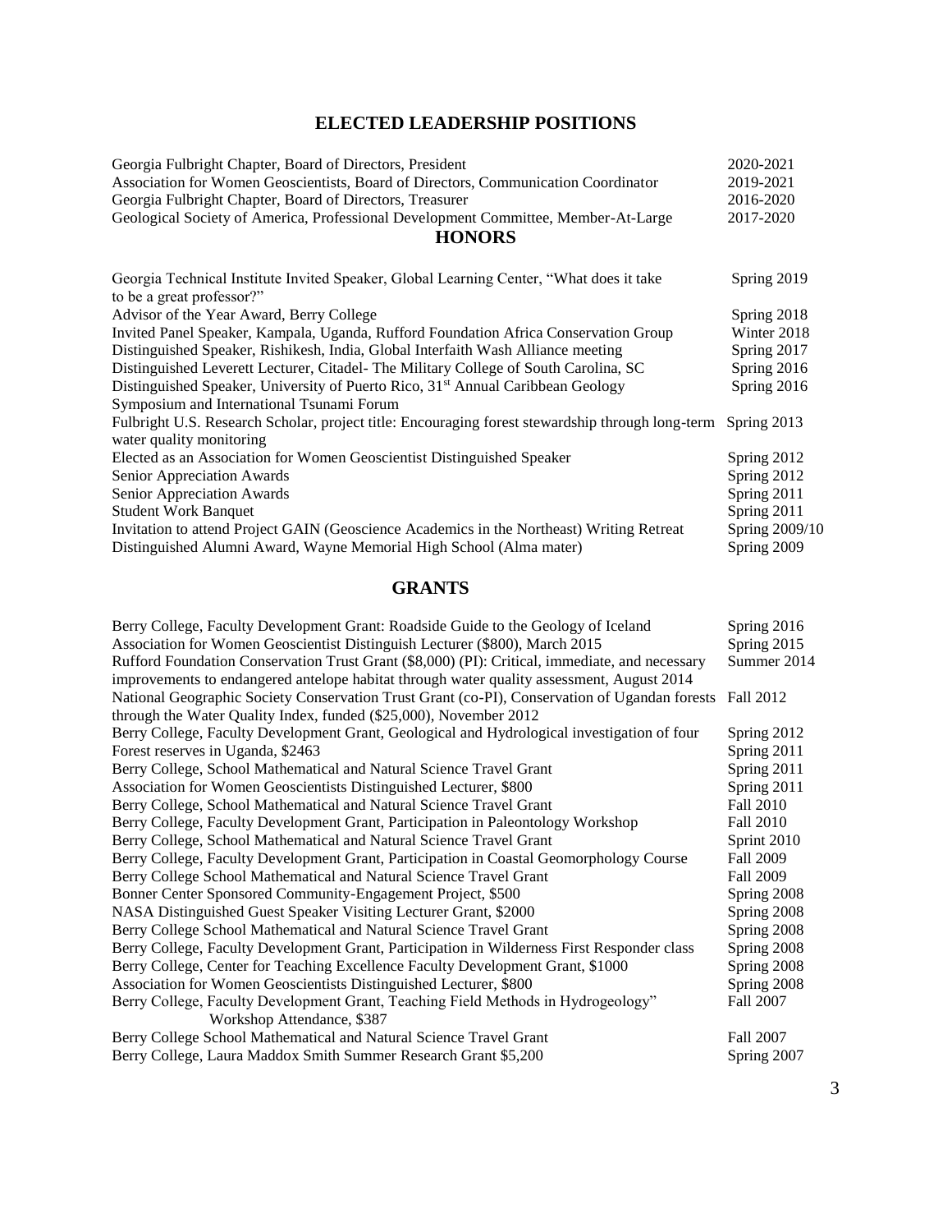## ELECTED LEADERSHIP POSITIONS

| | |
|---|---|
| Georgia Fulbright Chapter, Board of Directors, President | 2020-2021 |
| Association for Women Geoscientists, Board of Directors, Communication Coordinator | 2019-2021 |
| Georgia Fulbright Chapter, Board of Directors, Treasurer | 2016-2020 |
| Geological Society of America, Professional Development Committee, Member-At-Large | 2017-2020 |

## HONORS

| | |
|---|---|
| Georgia Technical Institute Invited Speaker, Global Learning Center, "What does it take to be a great professor?" | Spring 2019 |
| Advisor of the Year Award, Berry College | Spring 2018 |
| Invited Panel Speaker, Kampala, Uganda, Rufford Foundation Africa Conservation Group | Winter 2018 |
| Distinguished Speaker, Rishikesh, India, Global Interfaith Wash Alliance meeting | Spring 2017 |
| Distinguished Leverett Lecturer, Citadel- The Military College of South Carolina, SC | Spring 2016 |
| Distinguished Speaker, University of Puerto Rico, 31st Annual Caribbean Geology Symposium and International Tsunami Forum | Spring 2016 |
| Fulbright U.S. Research Scholar, project title: Encouraging forest stewardship through long-term water quality monitoring | Spring 2013 |
| Elected as an Association for Women Geoscientist Distinguished Speaker | Spring 2012 |
| Senior Appreciation Awards | Spring 2012 |
| Senior Appreciation Awards | Spring 2011 |
| Student Work Banquet | Spring 2011 |
| Invitation to attend Project GAIN (Geoscience Academics in the Northeast) Writing Retreat | Spring 2009/10 |
| Distinguished Alumni Award, Wayne Memorial High School (Alma mater) | Spring 2009 |

## GRANTS

| | |
|---|---|
| Berry College, Faculty Development Grant: Roadside Guide to the Geology of Iceland | Spring 2016 |
| Association for Women Geoscientist Distinguish Lecturer ($800), March 2015 | Spring 2015 |
| Rufford Foundation Conservation Trust Grant ($8,000) (PI): Critical, immediate, and necessary improvements to endangered antelope habitat through water quality assessment, August 2014 | Summer 2014 |
| National Geographic Society Conservation Trust Grant (co-PI), Conservation of Ugandan forests through the Water Quality Index, funded ($25,000), November 2012 | Fall 2012 |
| Berry College, Faculty Development Grant, Geological and Hydrological investigation of four Forest reserves in Uganda, $2463 | Spring 2012<br>Spring 2011 |
| Berry College, School Mathematical and Natural Science Travel Grant | Spring 2011 |
| Association for Women Geoscientists Distinguished Lecturer, $800 | Spring 2011 |
| Berry College, School Mathematical and Natural Science Travel Grant | Fall 2010 |
| Berry College, Faculty Development Grant, Participation in Paleontology Workshop | Fall 2010 |
| Berry College, School Mathematical and Natural Science Travel Grant | Sprint 2010 |
| Berry College, Faculty Development Grant, Participation in Coastal Geomorphology Course | Fall 2009 |
| Berry College School Mathematical and Natural Science Travel Grant | Fall 2009 |
| Bonner Center Sponsored Community-Engagement Project, $500 | Spring 2008 |
| NASA Distinguished Guest Speaker Visiting Lecturer Grant, $2000 | Spring 2008 |
| Berry College School Mathematical and Natural Science Travel Grant | Spring 2008 |
| Berry College, Faculty Development Grant, Participation in Wilderness First Responder class | Spring 2008 |
| Berry College, Center for Teaching Excellence Faculty Development Grant, $1000 | Spring 2008 |
| Association for Women Geoscientists Distinguished Lecturer, $800 | Spring 2008 |
| Berry College, Faculty Development Grant, Teaching Field Methods in Hydrogeology" Workshop Attendance, $387 | Fall 2007 |
| Berry College School Mathematical and Natural Science Travel Grant | Fall 2007 |
| Berry College, Laura Maddox Smith Summer Research Grant $5,200 | Spring 2007 |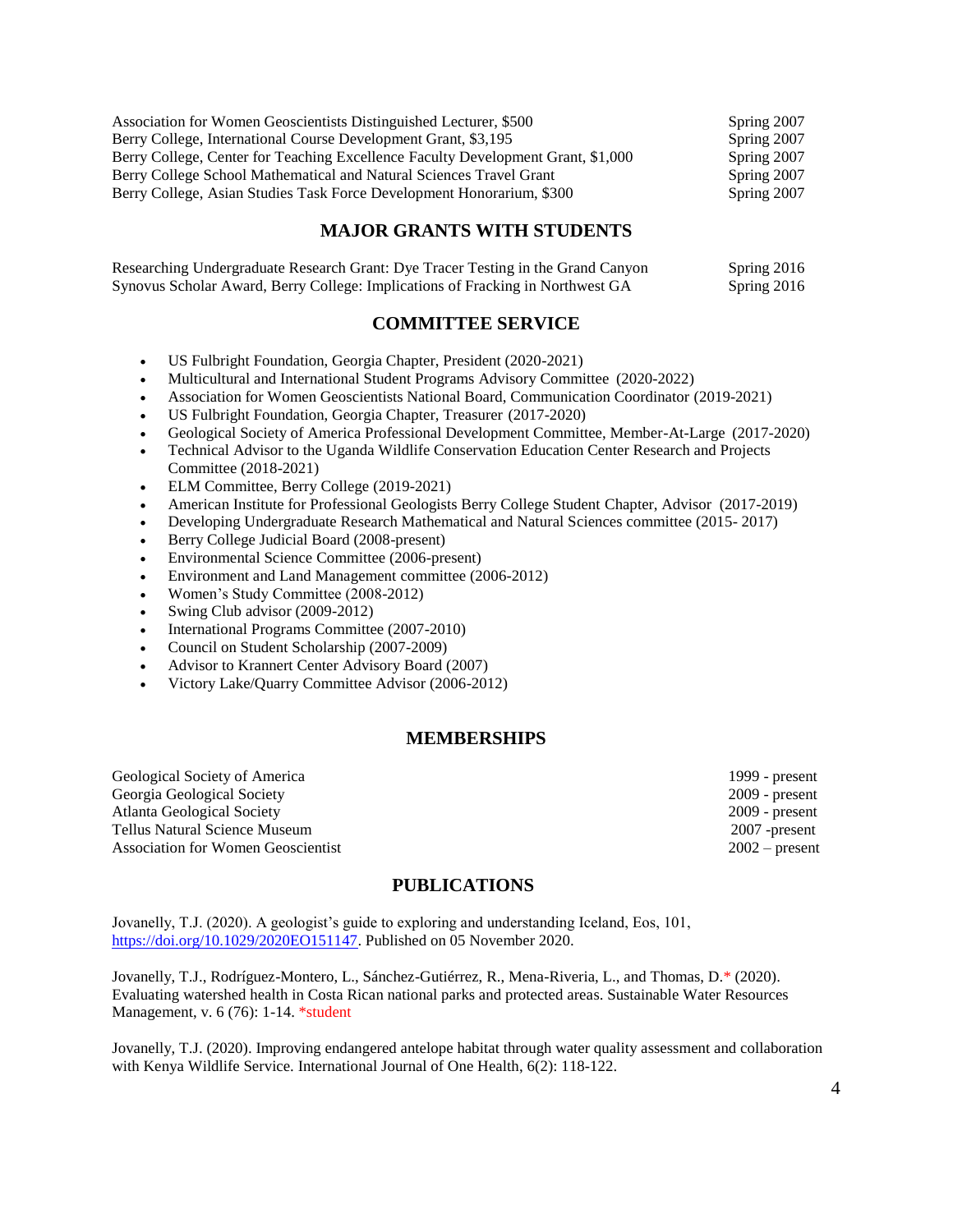Association for Women Geoscientists Distinguished Lecturer, $500 Spring 2007
Berry College, International Course Development Grant, $3,195 Spring 2007
Berry College, Center for Teaching Excellence Faculty Development Grant, $1,000 Spring 2007
Berry College School Mathematical and Natural Sciences Travel Grant Spring 2007
Berry College, Asian Studies Task Force Development Honorarium, $300 Spring 2007

## MAJOR GRANTS WITH STUDENTS

Researching Undergraduate Research Grant: Dye Tracer Testing in the Grand Canyon Spring 2016
Synovus Scholar Award, Berry College: Implications of Fracking in Northwest GA Spring 2016

## COMMITTEE SERVICE

- US Fulbright Foundation, Georgia Chapter, President (2020-2021)
- Multicultural and International Student Programs Advisory Committee (2020-2022)
- Association for Women Geoscientists National Board, Communication Coordinator (2019-2021)
- US Fulbright Foundation, Georgia Chapter, Treasurer (2017-2020)
- Geological Society of America Professional Development Committee, Member-At-Large (2017-2020)
- Technical Advisor to the Uganda Wildlife Conservation Education Center Research and Projects Committee (2018-2021)
- ELM Committee, Berry College (2019-2021)
- American Institute for Professional Geologists Berry College Student Chapter, Advisor (2017-2019)
- Developing Undergraduate Research Mathematical and Natural Sciences committee (2015- 2017)
- Berry College Judicial Board (2008-present)
- Environmental Science Committee (2006-present)
- Environment and Land Management committee (2006-2012)
- Women's Study Committee (2008-2012)
- Swing Club advisor (2009-2012)
- International Programs Committee (2007-2010)
- Council on Student Scholarship (2007-2009)
- Advisor to Krannert Center Advisory Board (2007)
- Victory Lake/Quarry Committee Advisor (2006-2012)

## MEMBERSHIPS

Geological Society of America 1999 - present
Georgia Geological Society 2009 - present
Atlanta Geological Society 2009 - present
Tellus Natural Science Museum 2007 -present
Association for Women Geoscientist 2002 – present

## PUBLICATIONS

Jovanelly, T.J. (2020). A geologist's guide to exploring and understanding Iceland, Eos, 101, https://doi.org/10.1029/2020EO151147. Published on 05 November 2020.

Jovanelly, T.J., Rodríguez-Montero, L., Sánchez-Gutiérrez, R., Mena-Riveria, L., and Thomas, D.* (2020). Evaluating watershed health in Costa Rican national parks and protected areas. Sustainable Water Resources Management, v. 6 (76): 1-14. *student

Jovanelly, T.J. (2020). Improving endangered antelope habitat through water quality assessment and collaboration with Kenya Wildlife Service. International Journal of One Health, 6(2): 118-122.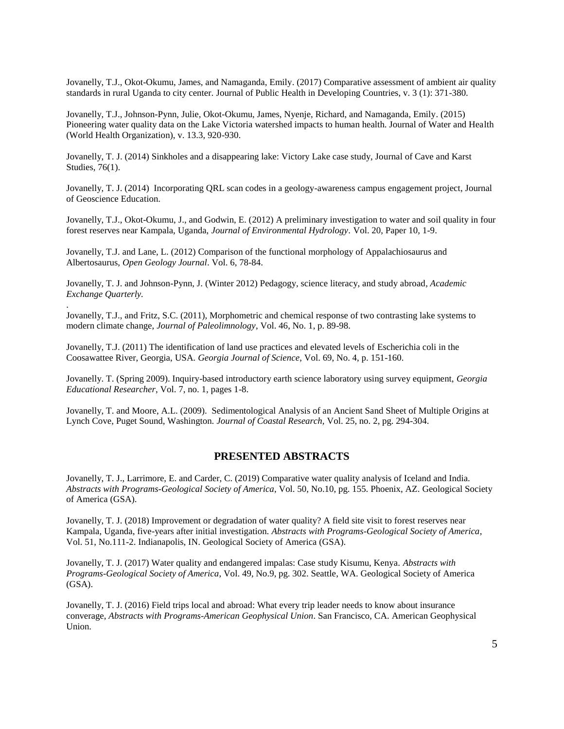Jovanelly, T.J., Okot-Okumu, James, and Namaganda, Emily. (2017) Comparative assessment of ambient air quality standards in rural Uganda to city center. Journal of Public Health in Developing Countries, v. 3 (1): 371-380.

Jovanelly, T.J., Johnson-Pynn, Julie, Okot-Okumu, James, Nyenje, Richard, and Namaganda, Emily. (2015) Pioneering water quality data on the Lake Victoria watershed impacts to human health. Journal of Water and Health (World Health Organization), v. 13.3, 920-930.

Jovanelly, T. J. (2014) Sinkholes and a disappearing lake: Victory Lake case study, Journal of Cave and Karst Studies, 76(1).

Jovanelly, T. J. (2014) Incorporating QRL scan codes in a geology-awareness campus engagement project, Journal of Geoscience Education.

Jovanelly, T.J., Okot-Okumu, J., and Godwin, E. (2012) A preliminary investigation to water and soil quality in four forest reserves near Kampala, Uganda, *Journal of Environmental Hydrology*. Vol. 20, Paper 10, 1-9.

Jovanelly, T.J. and Lane, L. (2012) Comparison of the functional morphology of Appalachiosaurus and Albertosaurus, *Open Geology Journal*. Vol. 6, 78-84.

Jovanelly, T. J. and Johnson-Pynn, J. (Winter 2012) Pedagogy, science literacy, and study abroad, *Academic Exchange Quarterly*.
.
Jovanelly, T.J., and Fritz, S.C. (2011), Morphometric and chemical response of two contrasting lake systems to modern climate change, *Journal of Paleolimnology*, Vol. 46, No. 1, p. 89-98.

Jovanelly, T.J. (2011) The identification of land use practices and elevated levels of Escherichia coli in the Coosawattee River, Georgia, USA. *Georgia Journal of Science*, Vol. 69, No. 4, p. 151-160.

Jovanelly. T. (Spring 2009). Inquiry-based introductory earth science laboratory using survey equipment, *Georgia Educational Researcher*, Vol. 7, no. 1, pages 1-8.

Jovanelly, T. and Moore, A.L. (2009). Sedimentological Analysis of an Ancient Sand Sheet of Multiple Origins at Lynch Cove, Puget Sound, Washington. *Journal of Coastal Research,* Vol. 25, no. 2, pg. 294-304.

## PRESENTED ABSTRACTS

Jovanelly, T. J., Larrimore, E. and Carder, C. (2019) Comparative water quality analysis of Iceland and India. *Abstracts with Programs-Geological Society of America*, Vol. 50, No.10, pg. 155. Phoenix, AZ. Geological Society of America (GSA).

Jovanelly, T. J. (2018) Improvement or degradation of water quality? A field site visit to forest reserves near Kampala, Uganda, five-years after initial investigation. *Abstracts with Programs-Geological Society of America*, Vol. 51, No.111-2. Indianapolis, IN. Geological Society of America (GSA).

Jovanelly, T. J. (2017) Water quality and endangered impalas: Case study Kisumu, Kenya. *Abstracts with Programs-Geological Society of America*, Vol. 49, No.9, pg. 302. Seattle, WA. Geological Society of America (GSA).

Jovanelly, T. J. (2016) Field trips local and abroad: What every trip leader needs to know about insurance converage, *Abstracts with Programs-American Geophysical Union*. San Francisco, CA. American Geophysical Union.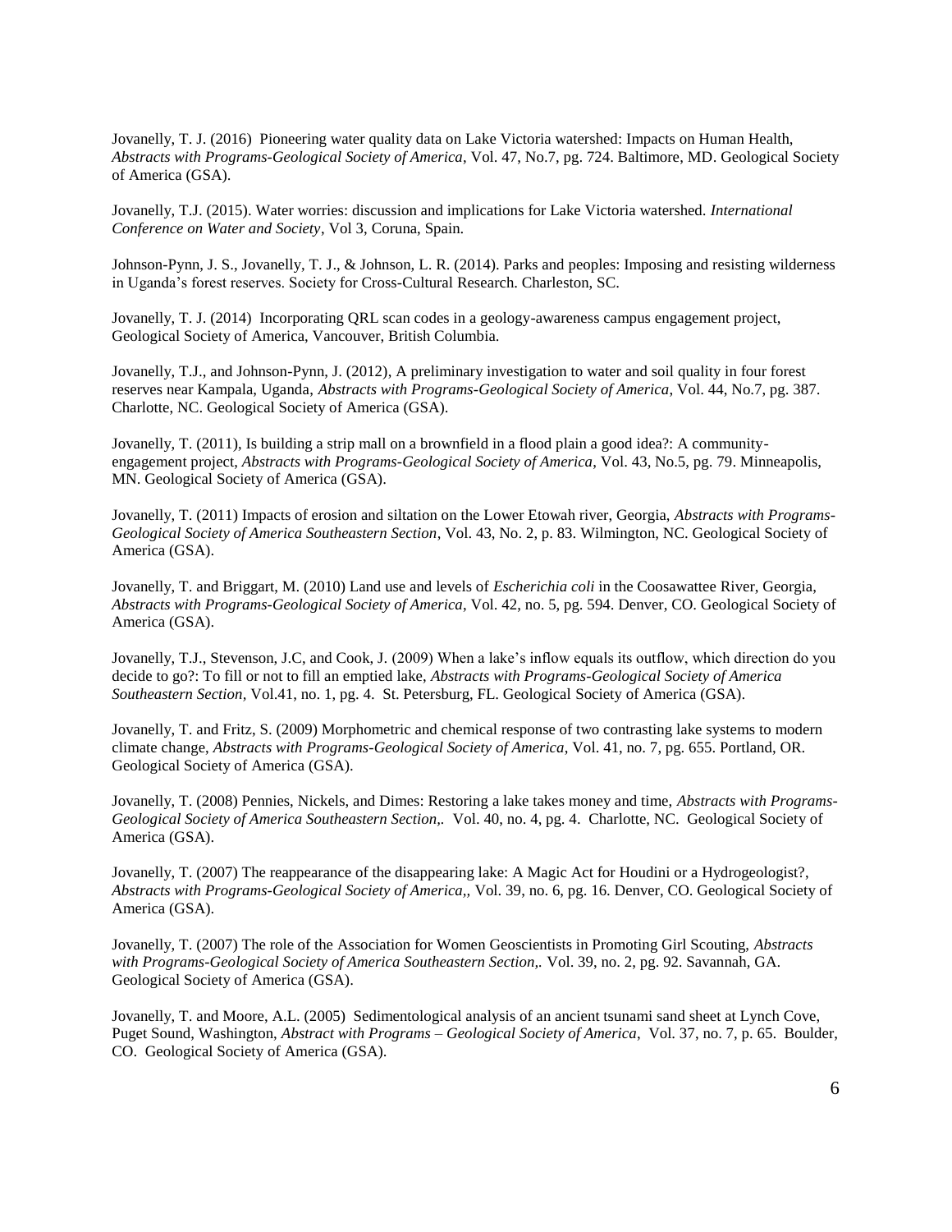Jovanelly, T. J. (2016) Pioneering water quality data on Lake Victoria watershed: Impacts on Human Health, *Abstracts with Programs-Geological Society of America*, Vol. 47, No.7, pg. 724. Baltimore, MD. Geological Society of America (GSA).

Jovanelly, T.J. (2015). Water worries: discussion and implications for Lake Victoria watershed. *International Conference on Water and Society*, Vol 3, Coruna, Spain.

Johnson-Pynn, J. S., Jovanelly, T. J., & Johnson, L. R. (2014). Parks and peoples: Imposing and resisting wilderness in Uganda's forest reserves. Society for Cross-Cultural Research. Charleston, SC.

Jovanelly, T. J. (2014) Incorporating QRL scan codes in a geology-awareness campus engagement project, Geological Society of America, Vancouver, British Columbia.

Jovanelly, T.J., and Johnson-Pynn, J. (2012), A preliminary investigation to water and soil quality in four forest reserves near Kampala, Uganda, *Abstracts with Programs-Geological Society of America*, Vol. 44, No.7, pg. 387. Charlotte, NC. Geological Society of America (GSA).

Jovanelly, T. (2011), Is building a strip mall on a brownfield in a flood plain a good idea?: A community-engagement project, *Abstracts with Programs-Geological Society of America*, Vol. 43, No.5, pg. 79. Minneapolis, MN. Geological Society of America (GSA).

Jovanelly, T. (2011) Impacts of erosion and siltation on the Lower Etowah river, Georgia, *Abstracts with Programs-Geological Society of America Southeastern Section*, Vol. 43, No. 2, p. 83. Wilmington, NC. Geological Society of America (GSA).

Jovanelly, T. and Briggart, M. (2010) Land use and levels of *Escherichia coli* in the Coosawattee River, Georgia, *Abstracts with Programs-Geological Society of America*, Vol. 42, no. 5, pg. 594. Denver, CO. Geological Society of America (GSA).

Jovanelly, T.J., Stevenson, J.C, and Cook, J. (2009) When a lake's inflow equals its outflow, which direction do you decide to go?: To fill or not to fill an emptied lake, *Abstracts with Programs-Geological Society of America Southeastern Section,* Vol.41, no. 1, pg. 4. St. Petersburg, FL. Geological Society of America (GSA).

Jovanelly, T. and Fritz, S. (2009) Morphometric and chemical response of two contrasting lake systems to modern climate change, *Abstracts with Programs-Geological Society of America*, Vol. 41, no. 7, pg. 655. Portland, OR. Geological Society of America (GSA).

Jovanelly, T. (2008) Pennies, Nickels, and Dimes: Restoring a lake takes money and time, *Abstracts with Programs-Geological Society of America Southeastern Section,.* Vol. 40, no. 4, pg. 4. Charlotte, NC. Geological Society of America (GSA).

Jovanelly, T. (2007) The reappearance of the disappearing lake: A Magic Act for Houdini or a Hydrogeologist?, *Abstracts with Programs-Geological Society of America,,* Vol. 39, no. 6, pg. 16. Denver, CO. Geological Society of America (GSA).

Jovanelly, T. (2007) The role of the Association for Women Geoscientists in Promoting Girl Scouting, *Abstracts with Programs-Geological Society of America Southeastern Section,.* Vol. 39, no. 2, pg. 92. Savannah, GA. Geological Society of America (GSA).

Jovanelly, T. and Moore, A.L. (2005) Sedimentological analysis of an ancient tsunami sand sheet at Lynch Cove, Puget Sound, Washington, *Abstract with Programs – Geological Society of America*, Vol. 37, no. 7, p. 65. Boulder, CO. Geological Society of America (GSA).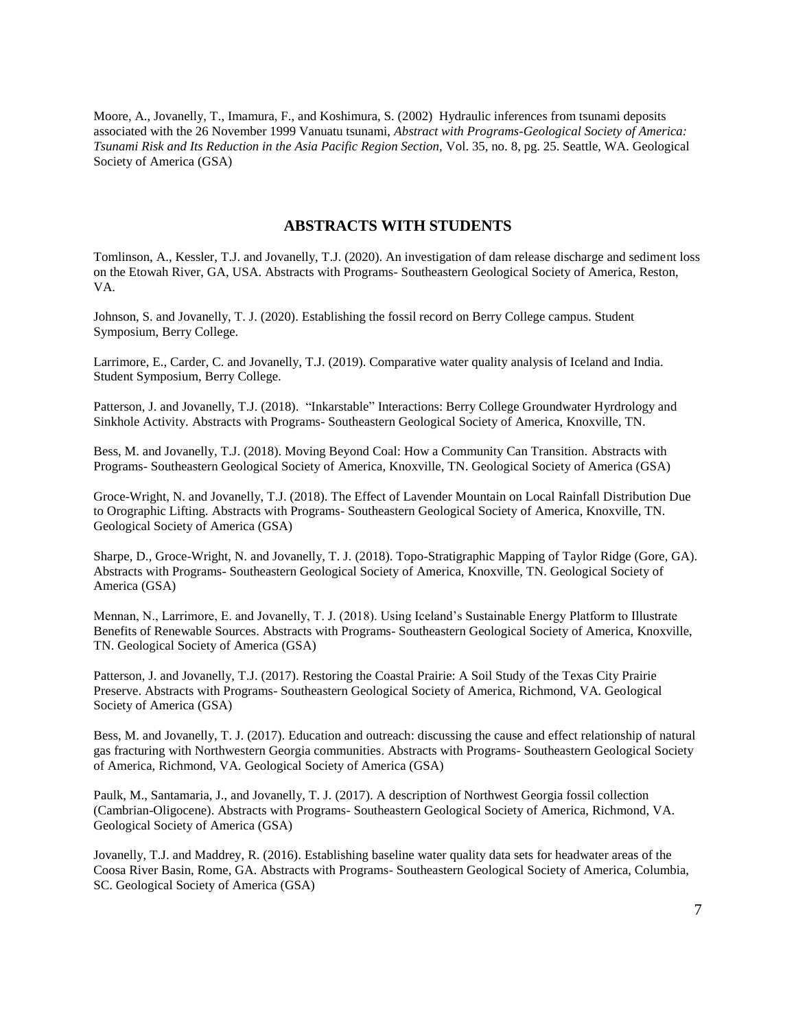Moore, A., Jovanelly, T., Imamura, F., and Koshimura, S. (2002) Hydraulic inferences from tsunami deposits associated with the 26 November 1999 Vanuatu tsunami, *Abstract with Programs-Geological Society of America: Tsunami Risk and Its Reduction in the Asia Pacific Region Section*, Vol. 35, no. 8, pg. 25. Seattle, WA. Geological Society of America (GSA)

## ABSTRACTS WITH STUDENTS

Tomlinson, A., Kessler, T.J. and Jovanelly, T.J. (2020). An investigation of dam release discharge and sediment loss on the Etowah River, GA, USA. Abstracts with Programs- Southeastern Geological Society of America, Reston, VA.

Johnson, S. and Jovanelly, T. J. (2020). Establishing the fossil record on Berry College campus. Student Symposium, Berry College.

Larrimore, E., Carder, C. and Jovanelly, T.J. (2019). Comparative water quality analysis of Iceland and India. Student Symposium, Berry College.

Patterson, J. and Jovanelly, T.J. (2018). "Inkarstable" Interactions: Berry College Groundwater Hyrdrology and Sinkhole Activity. Abstracts with Programs- Southeastern Geological Society of America, Knoxville, TN.

Bess, M. and Jovanelly, T.J. (2018). Moving Beyond Coal: How a Community Can Transition. Abstracts with Programs- Southeastern Geological Society of America, Knoxville, TN. Geological Society of America (GSA)

Groce-Wright, N. and Jovanelly, T.J. (2018). The Effect of Lavender Mountain on Local Rainfall Distribution Due to Orographic Lifting. Abstracts with Programs- Southeastern Geological Society of America, Knoxville, TN. Geological Society of America (GSA)

Sharpe, D., Groce-Wright, N. and Jovanelly, T. J. (2018). Topo-Stratigraphic Mapping of Taylor Ridge (Gore, GA). Abstracts with Programs- Southeastern Geological Society of America, Knoxville, TN. Geological Society of America (GSA)

Mennan, N., Larrimore, E. and Jovanelly, T. J. (2018). Using Iceland's Sustainable Energy Platform to Illustrate Benefits of Renewable Sources. Abstracts with Programs- Southeastern Geological Society of America, Knoxville, TN. Geological Society of America (GSA)

Patterson, J. and Jovanelly, T.J. (2017). Restoring the Coastal Prairie: A Soil Study of the Texas City Prairie Preserve. Abstracts with Programs- Southeastern Geological Society of America, Richmond, VA. Geological Society of America (GSA)

Bess, M. and Jovanelly, T. J. (2017). Education and outreach: discussing the cause and effect relationship of natural gas fracturing with Northwestern Georgia communities. Abstracts with Programs- Southeastern Geological Society of America, Richmond, VA. Geological Society of America (GSA)

Paulk, M., Santamaria, J., and Jovanelly, T. J. (2017). A description of Northwest Georgia fossil collection (Cambrian-Oligocene). Abstracts with Programs- Southeastern Geological Society of America, Richmond, VA. Geological Society of America (GSA)

Jovanelly, T.J. and Maddrey, R. (2016). Establishing baseline water quality data sets for headwater areas of the Coosa River Basin, Rome, GA. Abstracts with Programs- Southeastern Geological Society of America, Columbia, SC. Geological Society of America (GSA)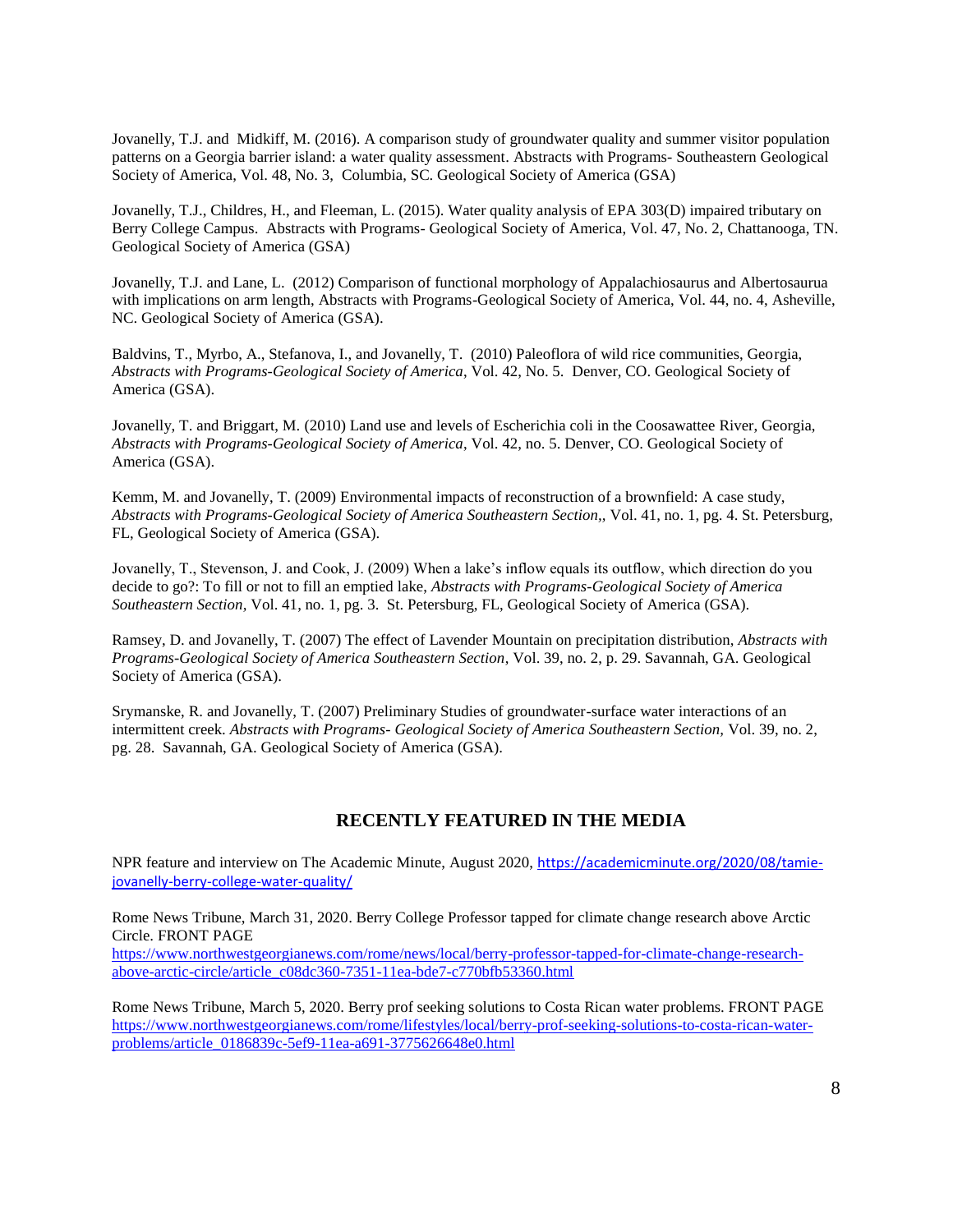Jovanelly, T.J. and Midkiff, M. (2016). A comparison study of groundwater quality and summer visitor population patterns on a Georgia barrier island: a water quality assessment. Abstracts with Programs- Southeastern Geological Society of America, Vol. 48, No. 3, Columbia, SC. Geological Society of America (GSA)

Jovanelly, T.J., Childres, H., and Fleeman, L. (2015). Water quality analysis of EPA 303(D) impaired tributary on Berry College Campus. Abstracts with Programs- Geological Society of America, Vol. 47, No. 2, Chattanooga, TN. Geological Society of America (GSA)

Jovanelly, T.J. and Lane, L. (2012) Comparison of functional morphology of Appalachiosaurus and Albertosaurua with implications on arm length, Abstracts with Programs-Geological Society of America, Vol. 44, no. 4, Asheville, NC. Geological Society of America (GSA).

Baldvins, T., Myrbo, A., Stefanova, I., and Jovanelly, T. (2010) Paleoflora of wild rice communities, Georgia, *Abstracts with Programs-Geological Society of America*, Vol. 42, No. 5. Denver, CO. Geological Society of America (GSA).

Jovanelly, T. and Briggart, M. (2010) Land use and levels of Escherichia coli in the Coosawattee River, Georgia, *Abstracts with Programs-Geological Society of America*, Vol. 42, no. 5. Denver, CO. Geological Society of America (GSA).

Kemm, M. and Jovanelly, T. (2009) Environmental impacts of reconstruction of a brownfield: A case study, *Abstracts with Programs-Geological Society of America Southeastern Section*,, Vol. 41, no. 1, pg. 4. St. Petersburg, FL, Geological Society of America (GSA).

Jovanelly, T., Stevenson, J. and Cook, J. (2009) When a lake's inflow equals its outflow, which direction do you decide to go?: To fill or not to fill an emptied lake, *Abstracts with Programs-Geological Society of America Southeastern Section*, Vol. 41, no. 1, pg. 3. St. Petersburg, FL, Geological Society of America (GSA).

Ramsey, D. and Jovanelly, T. (2007) The effect of Lavender Mountain on precipitation distribution, *Abstracts with Programs-Geological Society of America Southeastern Section*, Vol. 39, no. 2, p. 29. Savannah, GA. Geological Society of America (GSA).

Srymanske, R. and Jovanelly, T. (2007) Preliminary Studies of groundwater-surface water interactions of an intermittent creek. *Abstracts with Programs- Geological Society of America Southeastern Section*, Vol. 39, no. 2, pg. 28. Savannah, GA. Geological Society of America (GSA).

## RECENTLY FEATURED IN THE MEDIA

NPR feature and interview on The Academic Minute, August 2020, https://academicminute.org/2020/08/tamie-jovanelly-berry-college-water-quality/

Rome News Tribune, March 31, 2020. Berry College Professor tapped for climate change research above Arctic Circle. FRONT PAGE
https://www.northwestgeorgianews.com/rome/news/local/berry-professor-tapped-for-climate-change-research-above-arctic-circle/article_c08dc360-7351-11ea-bde7-c770bfb53360.html

Rome News Tribune, March 5, 2020. Berry prof seeking solutions to Costa Rican water problems. FRONT PAGE
https://www.northwestgeorgianews.com/rome/lifestyles/local/berry-prof-seeking-solutions-to-costa-rican-water-problems/article_0186839c-5ef9-11ea-a691-3775626648e0.html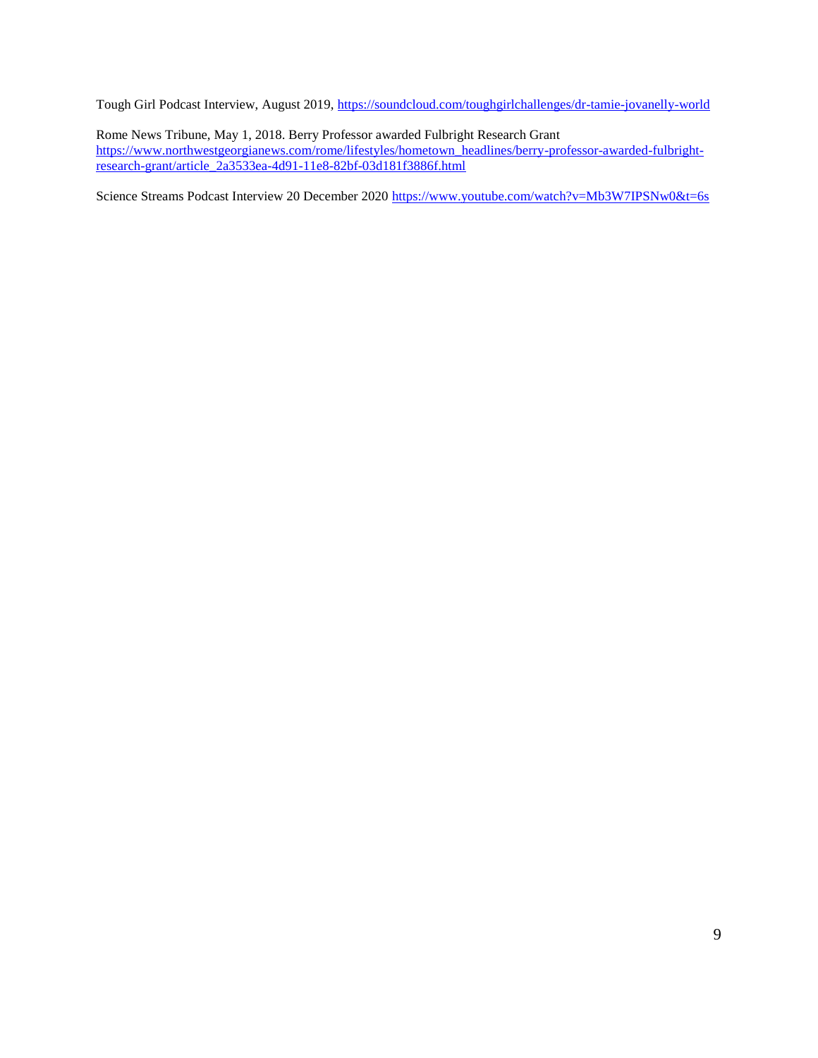Tough Girl Podcast Interview, August 2019, https://soundcloud.com/toughgirlchallenges/dr-tamie-jovanelly-world

Rome News Tribune, May 1, 2018. Berry Professor awarded Fulbright Research Grant https://www.northwestgeorgianews.com/rome/lifestyles/hometown_headlines/berry-professor-awarded-fulbright-research-grant/article_2a3533ea-4d91-11e8-82bf-03d181f3886f.html

Science Streams Podcast Interview 20 December 2020 https://www.youtube.com/watch?v=Mb3W7IPSNw0&t=6s